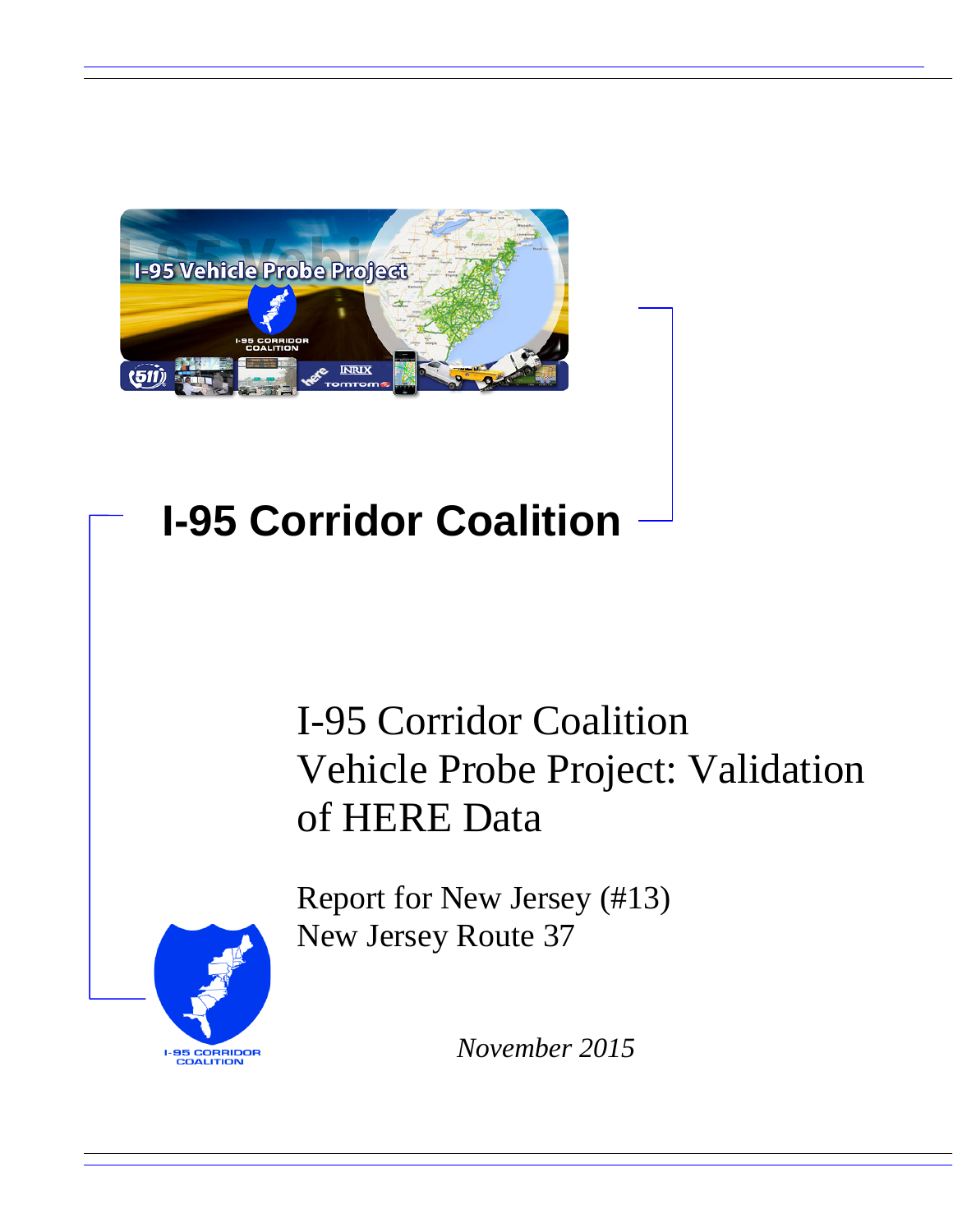# I-95 Corridor Coalition

## I-95 Corridor Coalition Vehicle Probe Project: Validation of HERE Data

Report for New Jersey (#13)
New Jersey Route 37

*November 2015*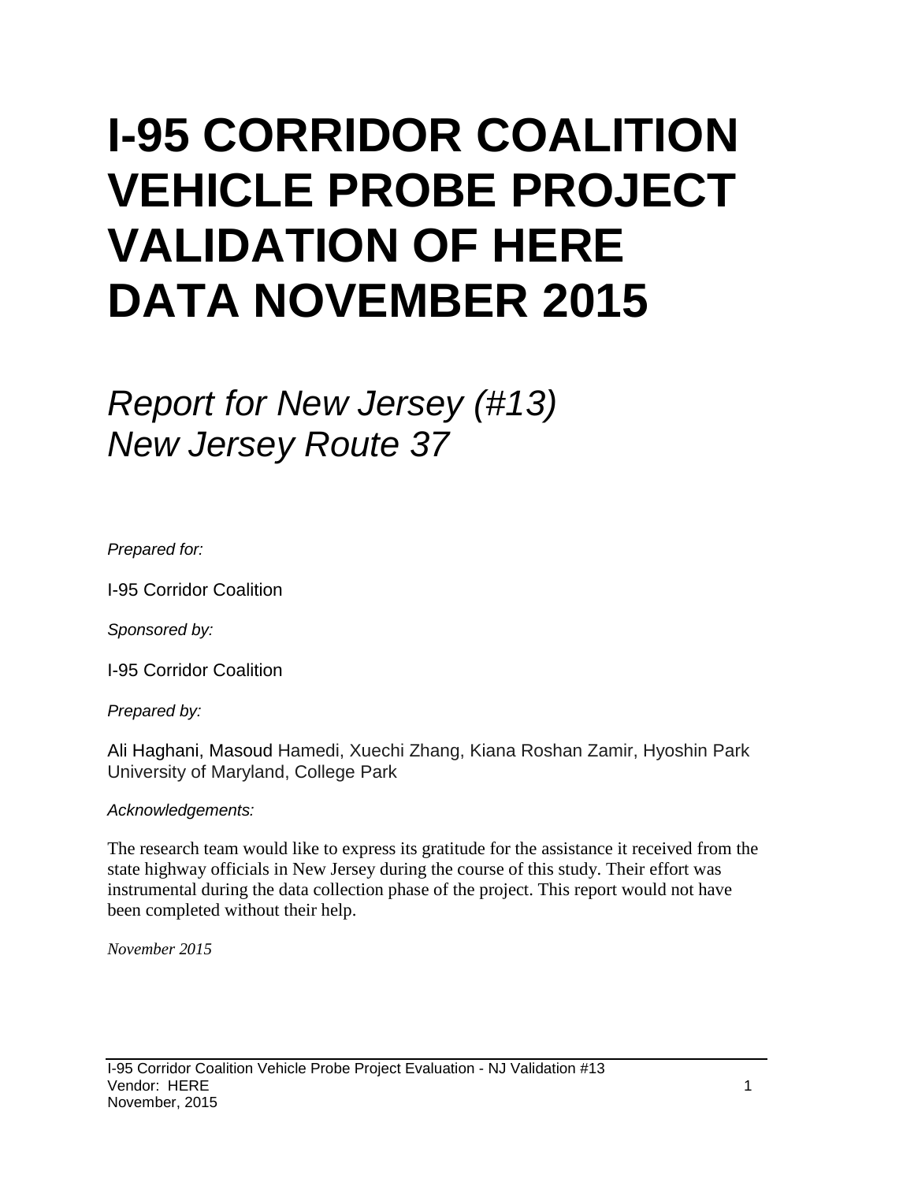# I-95 CORRIDOR COALITION VEHICLE PROBE PROJECT VALIDATION OF HERE DATA NOVEMBER 2015

*Report for New Jersey (#13)*
*New Jersey Route 37*

*Prepared for:*

I-95 Corridor Coalition

*Sponsored by:*

I-95 Corridor Coalition

*Prepared by:*

Ali Haghani, Masoud Hamedi, Xuechi Zhang, Kiana Roshan Zamir, Hyoshin Park
University of Maryland, College Park

*Acknowledgements:*

The research team would like to express its gratitude for the assistance it received from the state highway officials in New Jersey during the course of this study. Their effort was instrumental during the data collection phase of the project. This report would not have been completed without their help.

*November 2015*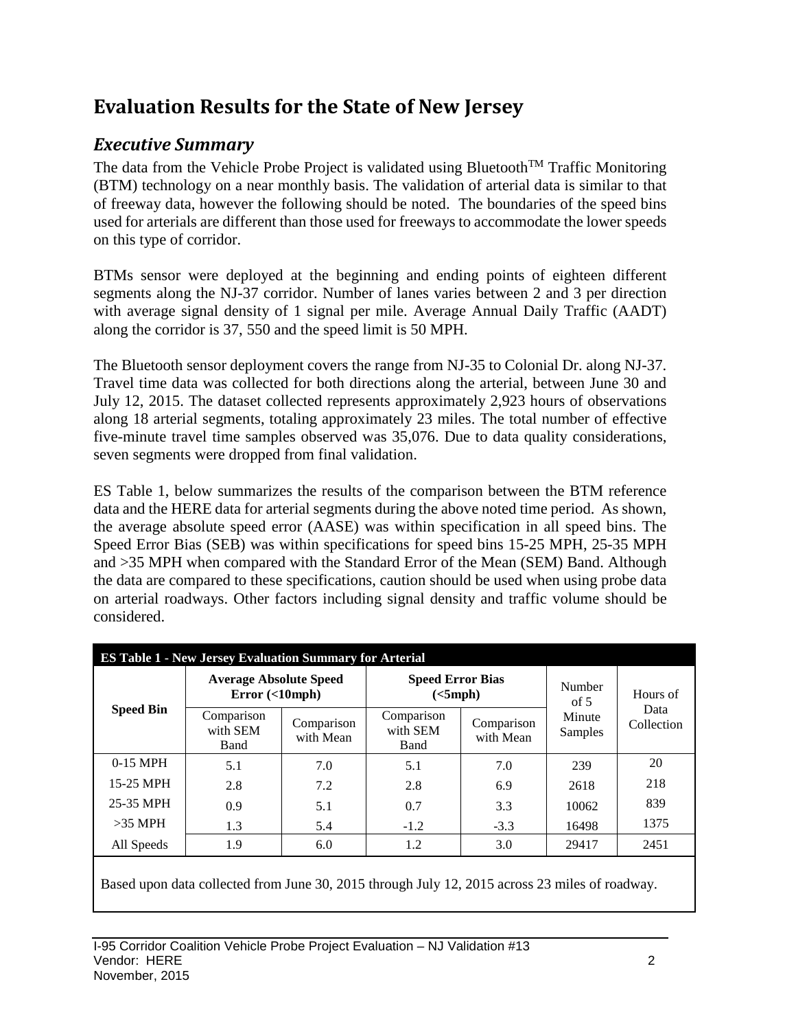# Evaluation Results for the State of New Jersey

## *Executive Summary*

The data from the Vehicle Probe Project is validated using Bluetooth[TM] Traffic Monitoring (BTM) technology on a near monthly basis. The validation of arterial data is similar to that of freeway data, however the following should be noted. The boundaries of the speed bins used for arterials are different than those used for freeways to accommodate the lower speeds on this type of corridor.

BTMs sensor were deployed at the beginning and ending points of eighteen different segments along the NJ-37 corridor. Number of lanes varies between 2 and 3 per direction with average signal density of 1 signal per mile. Average Annual Daily Traffic (AADT) along the corridor is 37, 550 and the speed limit is 50 MPH.

The Bluetooth sensor deployment covers the range from NJ-35 to Colonial Dr. along NJ-37. Travel time data was collected for both directions along the arterial, between June 30 and July 12, 2015. The dataset collected represents approximately 2,923 hours of observations along 18 arterial segments, totaling approximately 23 miles. The total number of effective five-minute travel time samples observed was 35,076. Due to data quality considerations, seven segments were dropped from final validation.

ES Table 1, below summarizes the results of the comparison between the BTM reference data and the HERE data for arterial segments during the above noted time period. As shown, the average absolute speed error (AASE) was within specification in all speed bins. The Speed Error Bias (SEB) was within specifications for speed bins 15-25 MPH, 25-35 MPH and >35 MPH when compared with the Standard Error of the Mean (SEM) Band. Although the data are compared to these specifications, caution should be used when using probe data on arterial roadways. Other factors including signal density and traffic volume should be considered.

**ES Table 1 - New Jersey Evaluation Summary for Arterial**

| Speed Bin | Average Absolute Speed Error (<10mph) | | Speed Error Bias (<5mph) | | Number of 5 Minute Samples | Hours of Data Collection |
|---|---|---|---|---|---|---|
| | Comparison with SEM Band | Comparison with Mean | Comparison with SEM Band | Comparison with Mean | | |
| 0-15 MPH | 5.1 | 7.0 | 5.1 | 7.0 | 239 | 20 |
| 15-25 MPH | 2.8 | 7.2 | 2.8 | 6.9 | 2618 | 218 |
| 25-35 MPH | 0.9 | 5.1 | 0.7 | 3.3 | 10062 | 839 |
| >35 MPH | 1.3 | 5.4 | -1.2 | -3.3 | 16498 | 1375 |
| All Speeds | 1.9 | 6.0 | 1.2 | 3.0 | 29417 | 2451 |

Based upon data collected from June 30, 2015 through July 12, 2015 across 23 miles of roadway.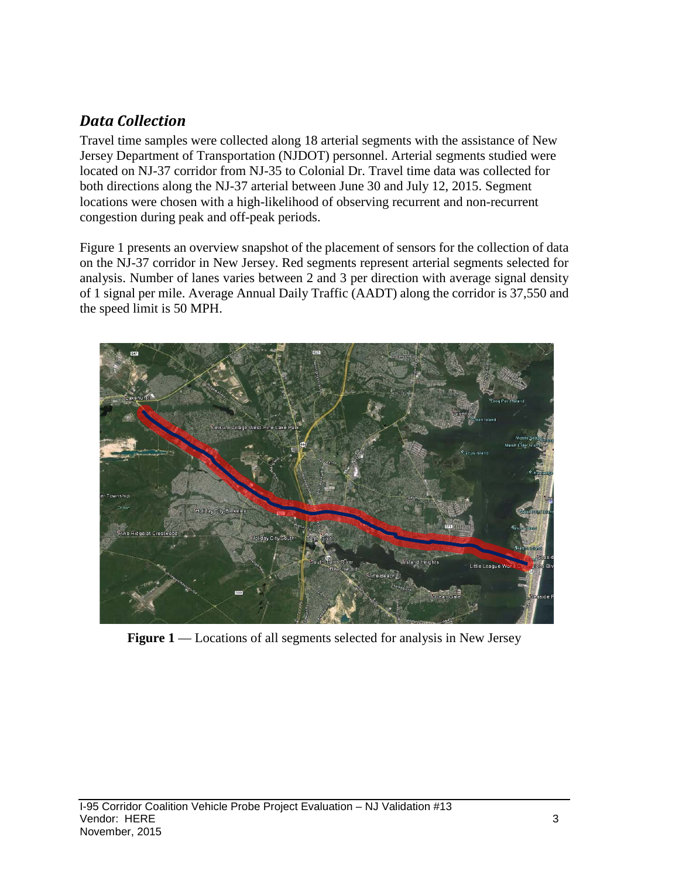## *Data Collection*

Travel time samples were collected along 18 arterial segments with the assistance of New Jersey Department of Transportation (NJDOT) personnel. Arterial segments studied were located on NJ-37 corridor from NJ-35 to Colonial Dr. Travel time data was collected for both directions along the NJ-37 arterial between June 30 and July 12, 2015. Segment locations were chosen with a high-likelihood of observing recurrent and non-recurrent congestion during peak and off-peak periods.

Figure 1 presents an overview snapshot of the placement of sensors for the collection of data on the NJ-37 corridor in New Jersey. Red segments represent arterial segments selected for analysis. Number of lanes varies between 2 and 3 per direction with average signal density of 1 signal per mile. Average Annual Daily Traffic (AADT) along the corridor is 37,550 and the speed limit is 50 MPH.

**Figure 1** — Locations of all segments selected for analysis in New Jersey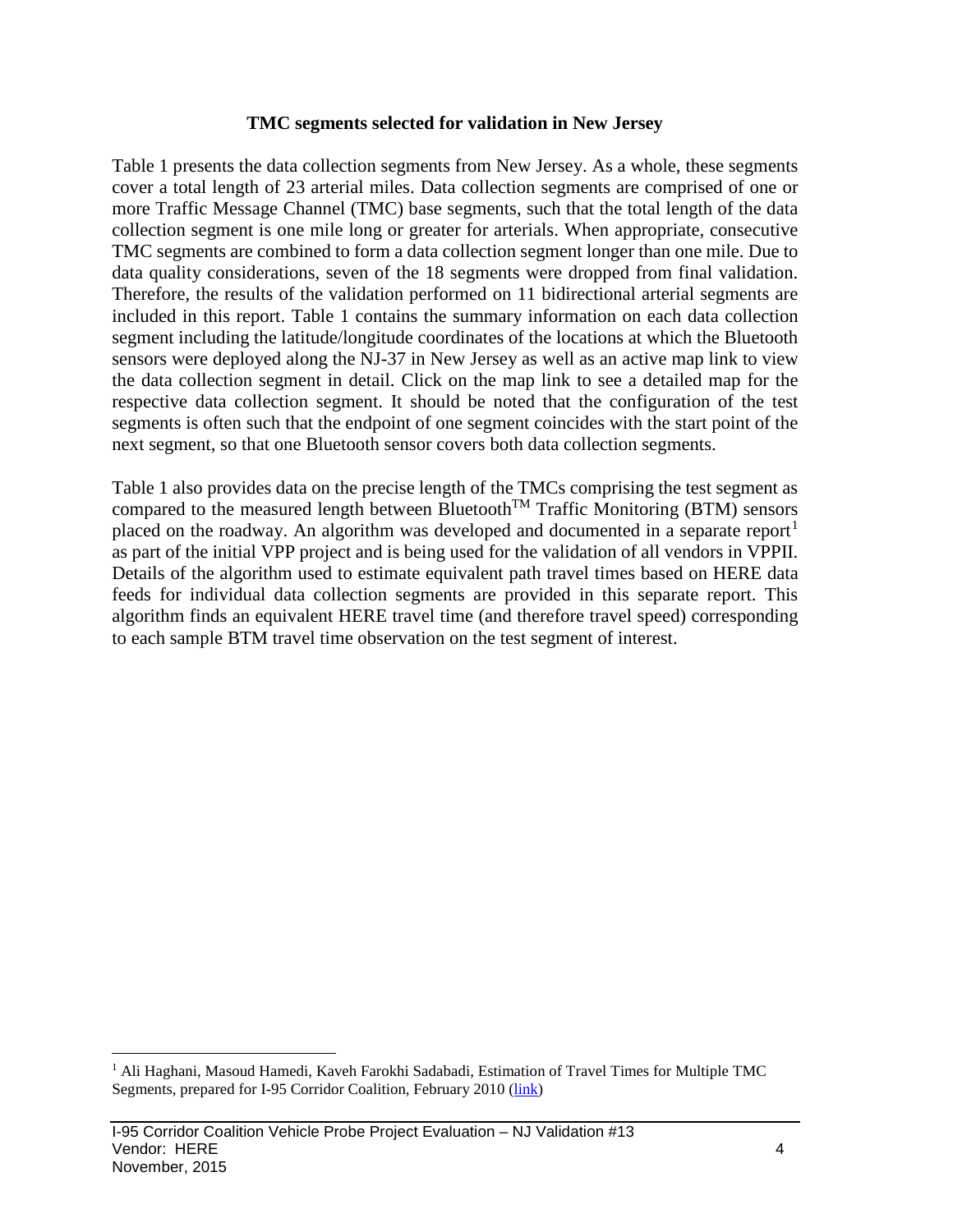**TMC segments selected for validation in New Jersey**

Table 1 presents the data collection segments from New Jersey. As a whole, these segments cover a total length of 23 arterial miles. Data collection segments are comprised of one or more Traffic Message Channel (TMC) base segments, such that the total length of the data collection segment is one mile long or greater for arterials. When appropriate, consecutive TMC segments are combined to form a data collection segment longer than one mile. Due to data quality considerations, seven of the 18 segments were dropped from final validation. Therefore, the results of the validation performed on 11 bidirectional arterial segments are included in this report. Table 1 contains the summary information on each data collection segment including the latitude/longitude coordinates of the locations at which the Bluetooth sensors were deployed along the NJ-37 in New Jersey as well as an active map link to view the data collection segment in detail. Click on the map link to see a detailed map for the respective data collection segment. It should be noted that the configuration of the test segments is often such that the endpoint of one segment coincides with the start point of the next segment, so that one Bluetooth sensor covers both data collection segments.

Table 1 also provides data on the precise length of the TMCs comprising the test segment as compared to the measured length between Bluetooth™ Traffic Monitoring (BTM) sensors placed on the roadway. An algorithm was developed and documented in a separate report[1] as part of the initial VPP project and is being used for the validation of all vendors in VPPII. Details of the algorithm used to estimate equivalent path travel times based on HERE data feeds for individual data collection segments are provided in this separate report. This algorithm finds an equivalent HERE travel time (and therefore travel speed) corresponding to each sample BTM travel time observation on the test segment of interest.

[1] Ali Haghani, Masoud Hamedi, Kaveh Farokhi Sadabadi, Estimation of Travel Times for Multiple TMC Segments, prepared for I-95 Corridor Coalition, February 2010 (link)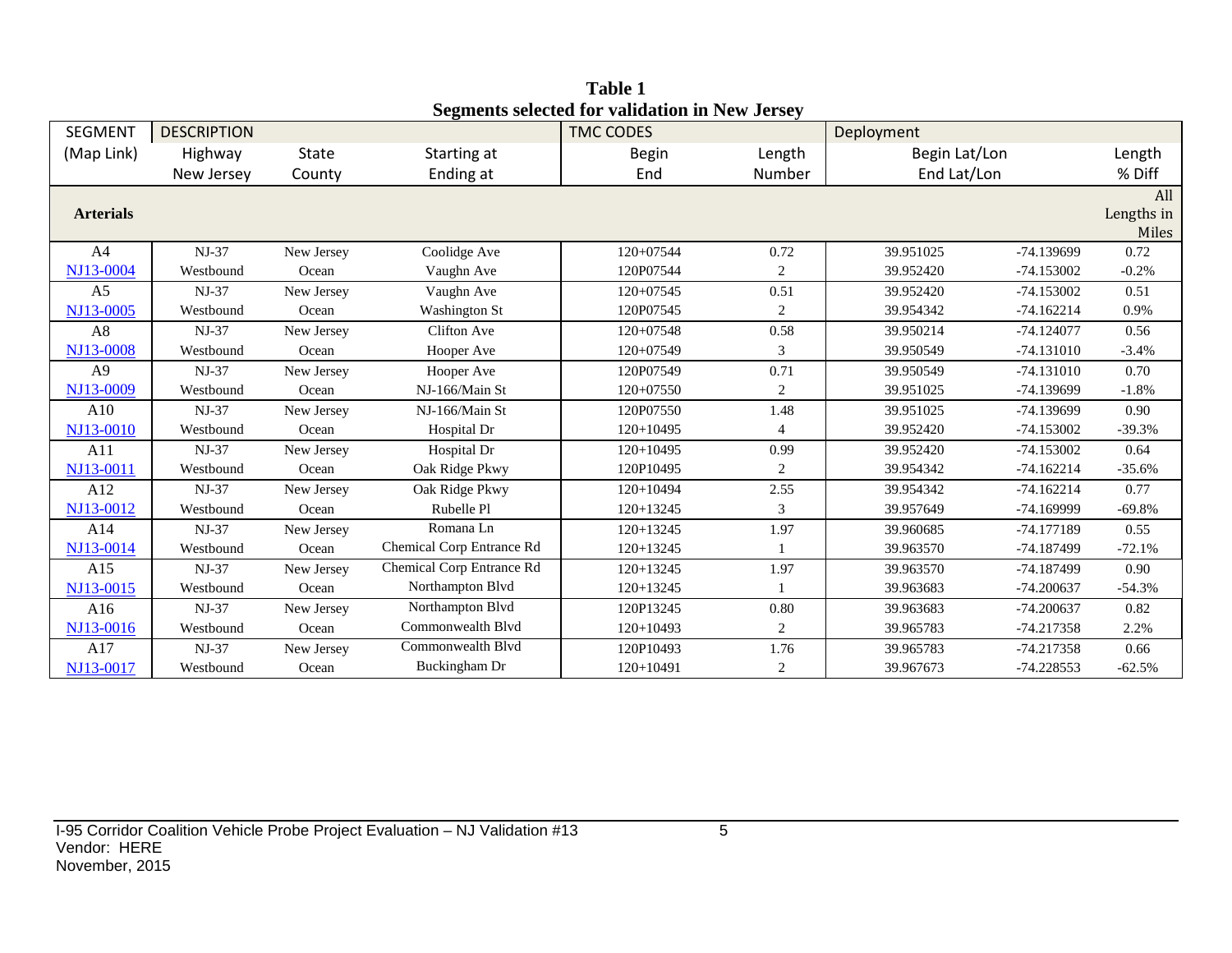**Table 1**
**Segments selected for validation in New Jersey**

| SEGMENT | DESCRIPTION | | | TMC CODES | | Deployment | | |
|---|---|---|---|---|---|---|---|---|
| (Map Link) | Highway<br>New Jersey | State<br>County | Starting at<br>Ending at | Begin<br>End | Length<br>Number | Begin Lat/Lon<br>End Lat/Lon | | Length<br>% Diff |
| **Arterials** | | | | | | | | All Lengths in Miles |
| A4<br>NJ13-0004 | NJ-37<br>Westbound | New Jersey<br>Ocean | Coolidge Ave<br>Vaughn Ave | 120+07544<br>120P07544 | 0.72<br>2 | 39.951025<br>39.952420 | -74.139699<br>-74.153002 | 0.72<br>-0.2% |
| A5<br>NJ13-0005 | NJ-37<br>Westbound | New Jersey<br>Ocean | Vaughn Ave<br>Washington St | 120+07545<br>120P07545 | 0.51<br>2 | 39.952420<br>39.954342 | -74.153002<br>-74.162214 | 0.51<br>0.9% |
| A8<br>NJ13-0008 | NJ-37<br>Westbound | New Jersey<br>Ocean | Clifton Ave<br>Hooper Ave | 120+07548<br>120+07549 | 0.58<br>3 | 39.950214<br>39.950549 | -74.124077<br>-74.131010 | 0.56<br>-3.4% |
| A9<br>NJ13-0009 | NJ-37<br>Westbound | New Jersey<br>Ocean | Hooper Ave<br>NJ-166/Main St | 120P07549<br>120+07550 | 0.71<br>2 | 39.950549<br>39.951025 | -74.131010<br>-74.139699 | 0.70<br>-1.8% |
| A10<br>NJ13-0010 | NJ-37<br>Westbound | New Jersey<br>Ocean | NJ-166/Main St<br>Hospital Dr | 120P07550<br>120+10495 | 1.48<br>4 | 39.951025<br>39.952420 | -74.139699<br>-74.153002 | 0.90<br>-39.3% |
| A11<br>NJ13-0011 | NJ-37<br>Westbound | New Jersey<br>Ocean | Hospital Dr<br>Oak Ridge Pkwy | 120+10495<br>120P10495 | 0.99<br>2 | 39.952420<br>39.954342 | -74.153002<br>-74.162214 | 0.64<br>-35.6% |
| A12<br>NJ13-0012 | NJ-37<br>Westbound | New Jersey<br>Ocean | Oak Ridge Pkwy<br>Rubelle Pl | 120+10494<br>120+13245 | 2.55<br>3 | 39.954342<br>39.957649 | -74.162214<br>-74.169999 | 0.77<br>-69.8% |
| A14<br>NJ13-0014 | NJ-37<br>Westbound | New Jersey<br>Ocean | Romana Ln<br>Chemical Corp Entrance Rd | 120+13245<br>120+13245 | 1.97<br>1 | 39.960685<br>39.963570 | -74.177189<br>-74.187499 | 0.55<br>-72.1% |
| A15<br>NJ13-0015 | NJ-37<br>Westbound | New Jersey<br>Ocean | Chemical Corp Entrance Rd<br>Northampton Blvd | 120+13245<br>120+13245 | 1.97<br>1 | 39.963570<br>39.963683 | -74.187499<br>-74.200637 | 0.90<br>-54.3% |
| A16<br>NJ13-0016 | NJ-37<br>Westbound | New Jersey<br>Ocean | Northampton Blvd<br>Commonwealth Blvd | 120P13245<br>120+10493 | 0.80<br>2 | 39.963683<br>39.965783 | -74.200637<br>-74.217358 | 0.82<br>2.2% |
| A17<br>NJ13-0017 | NJ-37<br>Westbound | New Jersey<br>Ocean | Commonwealth Blvd<br>Buckingham Dr | 120P10493<br>120+10491 | 1.76<br>2 | 39.965783<br>39.967673 | -74.217358<br>-74.228553 | 0.66<br>-62.5% |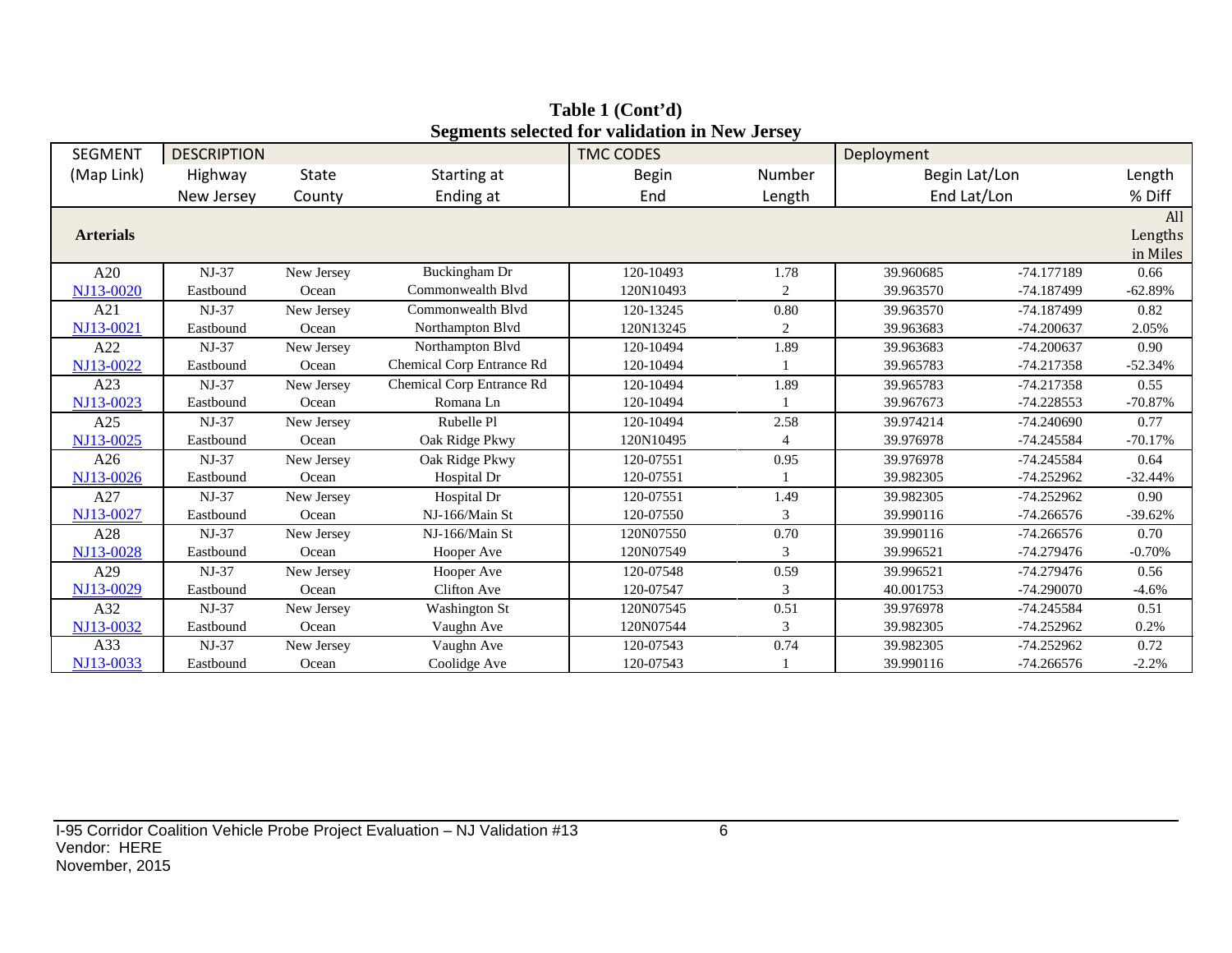**Table 1 (Cont'd)**
**Segments selected for validation in New Jersey**

| SEGMENT | DESCRIPTION | | | TMC CODES | | Deployment | | |
|---|---|---|---|---|---|---|---|---|
| (Map Link) | Highway | State | Starting at | Begin | Number | Begin Lat/Lon | | Length |
| | New Jersey | County | Ending at | End | Length | End Lat/Lon | | % Diff |
| **Arterials** | | | | | | | | All Lengths in Miles |
| A20 | NJ-37 | New Jersey | Buckingham Dr | 120-10493 | 1.78 | 39.960685 | -74.177189 | 0.66 |
| NJ13-0020 | Eastbound | Ocean | Commonwealth Blvd | 120N10493 | 2 | 39.963570 | -74.187499 | -62.89% |
| A21 | NJ-37 | New Jersey | Commonwealth Blvd | 120-13245 | 0.80 | 39.963570 | -74.187499 | 0.82 |
| NJ13-0021 | Eastbound | Ocean | Northampton Blvd | 120N13245 | 2 | 39.963683 | -74.200637 | 2.05% |
| A22 | NJ-37 | New Jersey | Northampton Blvd | 120-10494 | 1.89 | 39.963683 | -74.200637 | 0.90 |
| NJ13-0022 | Eastbound | Ocean | Chemical Corp Entrance Rd | 120-10494 | 1 | 39.965783 | -74.217358 | -52.34% |
| A23 | NJ-37 | New Jersey | Chemical Corp Entrance Rd | 120-10494 | 1.89 | 39.965783 | -74.217358 | 0.55 |
| NJ13-0023 | Eastbound | Ocean | Romana Ln | 120-10494 | 1 | 39.967673 | -74.228553 | -70.87% |
| A25 | NJ-37 | New Jersey | Rubelle Pl | 120-10494 | 2.58 | 39.974214 | -74.240690 | 0.77 |
| NJ13-0025 | Eastbound | Ocean | Oak Ridge Pkwy | 120N10495 | 4 | 39.976978 | -74.245584 | -70.17% |
| A26 | NJ-37 | New Jersey | Oak Ridge Pkwy | 120-07551 | 0.95 | 39.976978 | -74.245584 | 0.64 |
| NJ13-0026 | Eastbound | Ocean | Hospital Dr | 120-07551 | 1 | 39.982305 | -74.252962 | -32.44% |
| A27 | NJ-37 | New Jersey | Hospital Dr | 120-07551 | 1.49 | 39.982305 | -74.252962 | 0.90 |
| NJ13-0027 | Eastbound | Ocean | NJ-166/Main St | 120-07550 | 3 | 39.990116 | -74.266576 | -39.62% |
| A28 | NJ-37 | New Jersey | NJ-166/Main St | 120N07550 | 0.70 | 39.990116 | -74.266576 | 0.70 |
| NJ13-0028 | Eastbound | Ocean | Hooper Ave | 120N07549 | 3 | 39.996521 | -74.279476 | -0.70% |
| A29 | NJ-37 | New Jersey | Hooper Ave | 120-07548 | 0.59 | 39.996521 | -74.279476 | 0.56 |
| NJ13-0029 | Eastbound | Ocean | Clifton Ave | 120-07547 | 3 | 40.001753 | -74.290070 | -4.6% |
| A32 | NJ-37 | New Jersey | Washington St | 120N07545 | 0.51 | 39.976978 | -74.245584 | 0.51 |
| NJ13-0032 | Eastbound | Ocean | Vaughn Ave | 120N07544 | 3 | 39.982305 | -74.252962 | 0.2% |
| A33 | NJ-37 | New Jersey | Vaughn Ave | 120-07543 | 0.74 | 39.982305 | -74.252962 | 0.72 |
| NJ13-0033 | Eastbound | Ocean | Coolidge Ave | 120-07543 | 1 | 39.990116 | -74.266576 | -2.2% |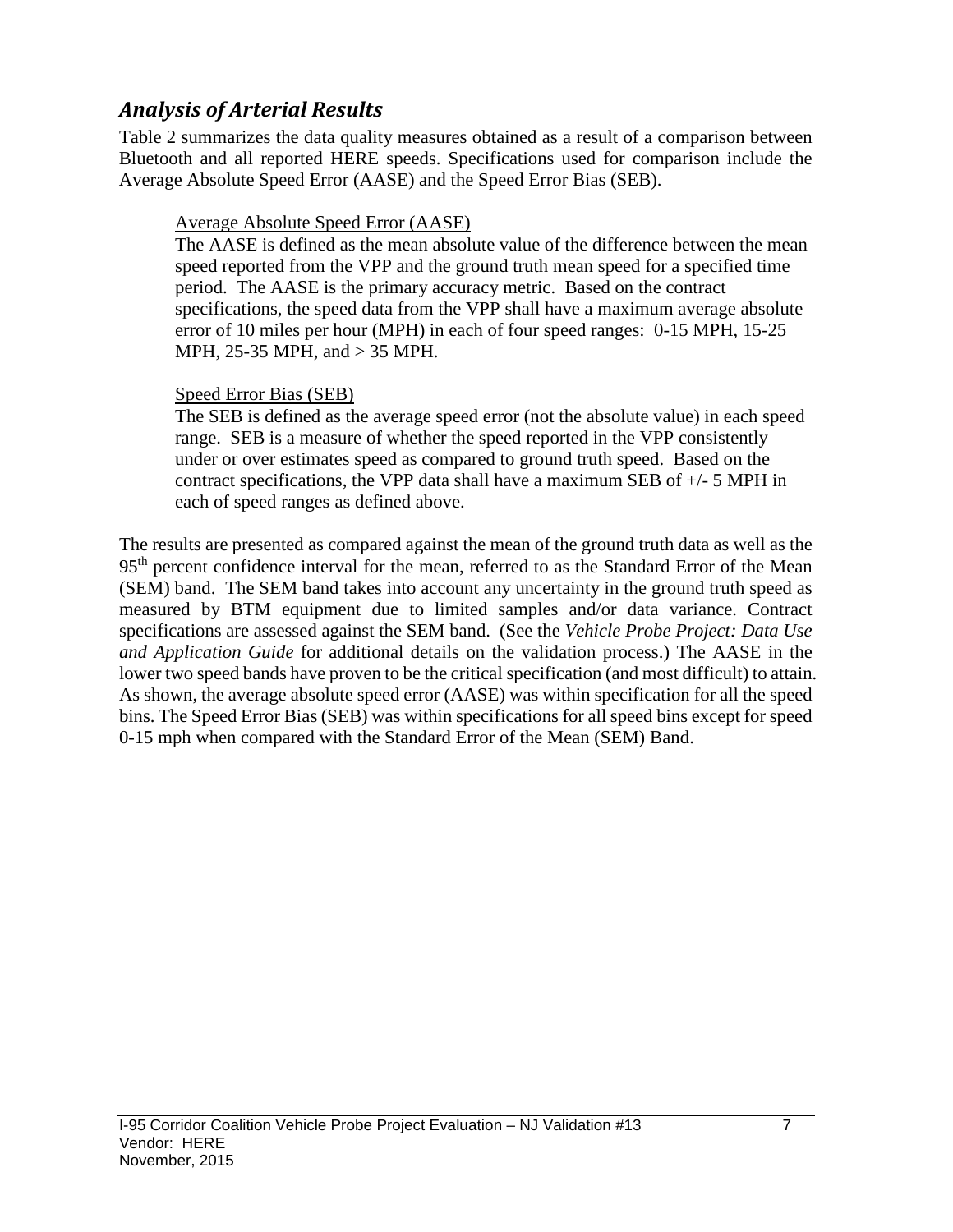## *Analysis of Arterial Results*

Table 2 summarizes the data quality measures obtained as a result of a comparison between Bluetooth and all reported HERE speeds. Specifications used for comparison include the Average Absolute Speed Error (AASE) and the Speed Error Bias (SEB).

> Average Absolute Speed Error (AASE)
>
> The AASE is defined as the mean absolute value of the difference between the mean speed reported from the VPP and the ground truth mean speed for a specified time period. The AASE is the primary accuracy metric. Based on the contract specifications, the speed data from the VPP shall have a maximum average absolute error of 10 miles per hour (MPH) in each of four speed ranges: 0-15 MPH, 15-25 MPH, 25-35 MPH, and > 35 MPH.
>
> Speed Error Bias (SEB)
>
> The SEB is defined as the average speed error (not the absolute value) in each speed range. SEB is a measure of whether the speed reported in the VPP consistently under or over estimates speed as compared to ground truth speed. Based on the contract specifications, the VPP data shall have a maximum SEB of +/- 5 MPH in each of speed ranges as defined above.

The results are presented as compared against the mean of the ground truth data as well as the 95th percent confidence interval for the mean, referred to as the Standard Error of the Mean (SEM) band. The SEM band takes into account any uncertainty in the ground truth speed as measured by BTM equipment due to limited samples and/or data variance. Contract specifications are assessed against the SEM band. (See the *Vehicle Probe Project: Data Use and Application Guide* for additional details on the validation process.) The AASE in the lower two speed bands have proven to be the critical specification (and most difficult) to attain. As shown, the average absolute speed error (AASE) was within specification for all the speed bins. The Speed Error Bias (SEB) was within specifications for all speed bins except for speed 0-15 mph when compared with the Standard Error of the Mean (SEM) Band.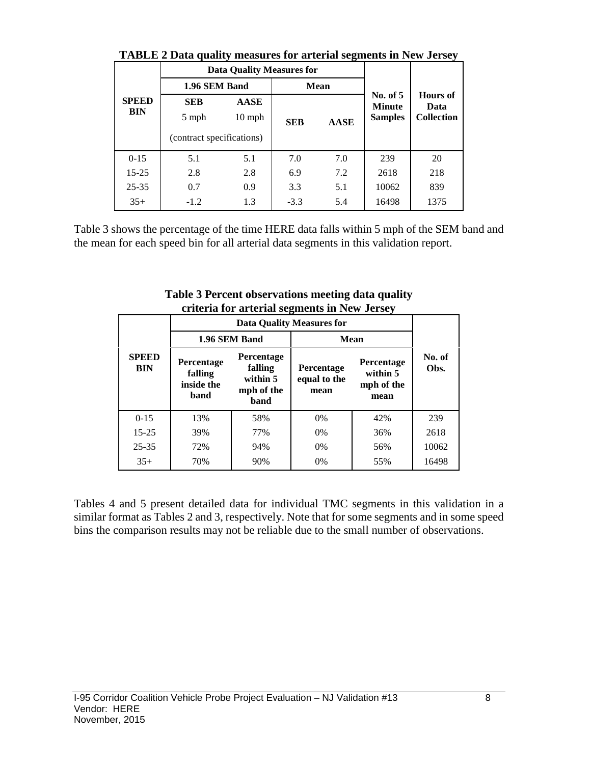**TABLE 2 Data quality measures for arterial segments in New Jersey**

| SPEED BIN | Data Quality Measures for | | | | No. of 5 Minute Samples | Hours of Data Collection |
|---|---|---|---|---|---|---|
| | 1.96 SEM Band | | Mean | | | |
| | SEB 5 mph (contract specifications) | AASE 10 mph (contract specifications) | SEB | AASE | | |
| 0-15 | 5.1 | 5.1 | 7.0 | 7.0 | 239 | 20 |
| 15-25 | 2.8 | 2.8 | 6.9 | 7.2 | 2618 | 218 |
| 25-35 | 0.7 | 0.9 | 3.3 | 5.1 | 10062 | 839 |
| 35+ | -1.2 | 1.3 | -3.3 | 5.4 | 16498 | 1375 |

Table 3 shows the percentage of the time HERE data falls within 5 mph of the SEM band and the mean for each speed bin for all arterial data segments in this validation report.

**Table 3 Percent observations meeting data quality criteria for arterial segments in New Jersey**

| SPEED BIN | Data Quality Measures for | | | | No. of Obs. |
|---|---|---|---|---|---|
| | 1.96 SEM Band | | Mean | | |
| | Percentage falling inside the band | Percentage falling within 5 mph of the band | Percentage equal to the mean | Percentage within 5 mph of the mean | |
| 0-15 | 13% | 58% | 0% | 42% | 239 |
| 15-25 | 39% | 77% | 0% | 36% | 2618 |
| 25-35 | 72% | 94% | 0% | 56% | 10062 |
| 35+ | 70% | 90% | 0% | 55% | 16498 |

Tables 4 and 5 present detailed data for individual TMC segments in this validation in a similar format as Tables 2 and 3, respectively. Note that for some segments and in some speed bins the comparison results may not be reliable due to the small number of observations.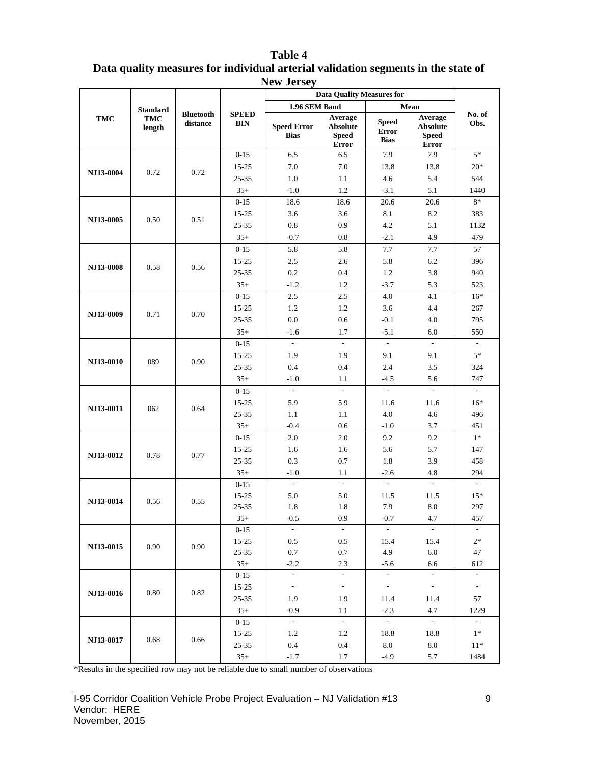**Table 4**
**Data quality measures for individual arterial validation segments in the state of New Jersey**

| TMC | Standard TMC length | Bluetooth distance | SPEED BIN | Data Quality Measures for | | | | No. of Obs. |
|---|---|---|---|---|---|---|---|---|
| | | | | 1.96 SEM Band | | Mean | | |
| | | | | Speed Error Bias | Average Absolute Speed Error | Speed Error Bias | Average Absolute Speed Error | |
| NJ13-0004 | 0.72 | 0.72 | 0-15 | 6.5 | 6.5 | 7.9 | 7.9 | 5* |
| | | | 15-25 | 7.0 | 7.0 | 13.8 | 13.8 | 20* |
| | | | 25-35 | 1.0 | 1.1 | 4.6 | 5.4 | 544 |
| | | | 35+ | -1.0 | 1.2 | -3.1 | 5.1 | 1440 |
| NJ13-0005 | 0.50 | 0.51 | 0-15 | 18.6 | 18.6 | 20.6 | 20.6 | 8* |
| | | | 15-25 | 3.6 | 3.6 | 8.1 | 8.2 | 383 |
| | | | 25-35 | 0.8 | 0.9 | 4.2 | 5.1 | 1132 |
| | | | 35+ | -0.7 | 0.8 | -2.1 | 4.9 | 479 |
| NJ13-0008 | 0.58 | 0.56 | 0-15 | 5.8 | 5.8 | 7.7 | 7.7 | 57 |
| | | | 15-25 | 2.5 | 2.6 | 5.8 | 6.2 | 396 |
| | | | 25-35 | 0.2 | 0.4 | 1.2 | 3.8 | 940 |
| | | | 35+ | -1.2 | 1.2 | -3.7 | 5.3 | 523 |
| NJ13-0009 | 0.71 | 0.70 | 0-15 | 2.5 | 2.5 | 4.0 | 4.1 | 16* |
| | | | 15-25 | 1.2 | 1.2 | 3.6 | 4.4 | 267 |
| | | | 25-35 | 0.0 | 0.6 | -0.1 | 4.0 | 795 |
| | | | 35+ | -1.6 | 1.7 | -5.1 | 6.0 | 550 |
| NJ13-0010 | 089 | 0.90 | 0-15 | - | - | - | - | - |
| | | | 15-25 | 1.9 | 1.9 | 9.1 | 9.1 | 5* |
| | | | 25-35 | 0.4 | 0.4 | 2.4 | 3.5 | 324 |
| | | | 35+ | -1.0 | 1.1 | -4.5 | 5.6 | 747 |
| NJ13-0011 | 062 | 0.64 | 0-15 | - | - | - | - | - |
| | | | 15-25 | 5.9 | 5.9 | 11.6 | 11.6 | 16* |
| | | | 25-35 | 1.1 | 1.1 | 4.0 | 4.6 | 496 |
| | | | 35+ | -0.4 | 0.6 | -1.0 | 3.7 | 451 |
| NJ13-0012 | 0.78 | 0.77 | 0-15 | 2.0 | 2.0 | 9.2 | 9.2 | 1* |
| | | | 15-25 | 1.6 | 1.6 | 5.6 | 5.7 | 147 |
| | | | 25-35 | 0.3 | 0.7 | 1.8 | 3.9 | 458 |
| | | | 35+ | -1.0 | 1.1 | -2.6 | 4.8 | 294 |
| NJ13-0014 | 0.56 | 0.55 | 0-15 | - | - | - | - | - |
| | | | 15-25 | 5.0 | 5.0 | 11.5 | 11.5 | 15* |
| | | | 25-35 | 1.8 | 1.8 | 7.9 | 8.0 | 297 |
| | | | 35+ | -0.5 | 0.9 | -0.7 | 4.7 | 457 |
| NJ13-0015 | 0.90 | 0.90 | 0-15 | - | - | - | - | - |
| | | | 15-25 | 0.5 | 0.5 | 15.4 | 15.4 | 2* |
| | | | 25-35 | 0.7 | 0.7 | 4.9 | 6.0 | 47 |
| | | | 35+ | -2.2 | 2.3 | -5.6 | 6.6 | 612 |
| NJ13-0016 | 0.80 | 0.82 | 0-15 | - | - | - | - | - |
| | | | 15-25 | - | - | - | - | - |
| | | | 25-35 | 1.9 | 1.9 | 11.4 | 11.4 | 57 |
| | | | 35+ | -0.9 | 1.1 | -2.3 | 4.7 | 1229 |
| NJ13-0017 | 0.68 | 0.66 | 0-15 | - | - | - | - | - |
| | | | 15-25 | 1.2 | 1.2 | 18.8 | 18.8 | 1* |
| | | | 25-35 | 0.4 | 0.4 | 8.0 | 8.0 | 11* |
| | | | 35+ | -1.7 | 1.7 | -4.9 | 5.7 | 1484 |

*Results in the specified row may not be reliable due to small number of observations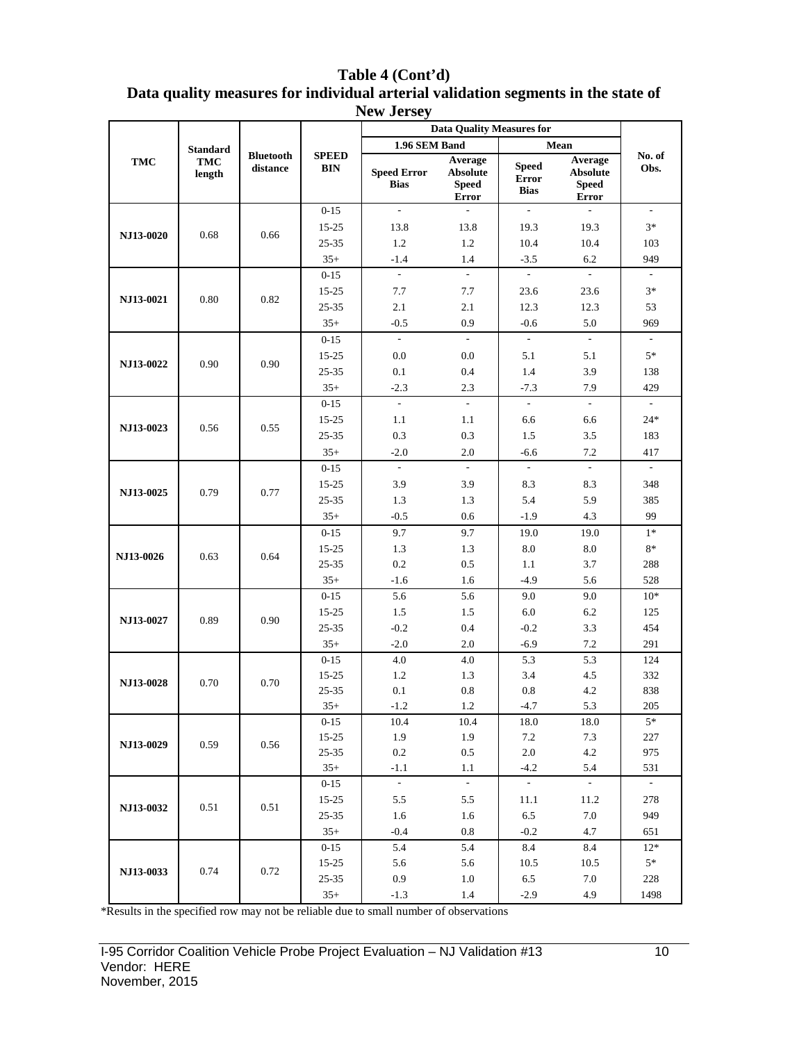**Table 4 (Cont'd)**
**Data quality measures for individual arterial validation segments in the state of New Jersey**

| TMC | Standard TMC length | Bluetooth distance | SPEED BIN | Data Quality Measures for | | | | No. of Obs. |
|---|---|---|---|---|---|---|---|---|
| | | | | 1.96 SEM Band | | Mean | | |
| | | | | Speed Error Bias | Average Absolute Speed Error | Speed Error Bias | Average Absolute Speed Error | |
| NJ13-0020 | 0.68 | 0.66 | 0-15 | - | - | - | - | - |
| | | | 15-25 | 13.8 | 13.8 | 19.3 | 19.3 | 3* |
| | | | 25-35 | 1.2 | 1.2 | 10.4 | 10.4 | 103 |
| | | | 35+ | -1.4 | 1.4 | -3.5 | 6.2 | 949 |
| NJ13-0021 | 0.80 | 0.82 | 0-15 | - | - | - | - | - |
| | | | 15-25 | 7.7 | 7.7 | 23.6 | 23.6 | 3* |
| | | | 25-35 | 2.1 | 2.1 | 12.3 | 12.3 | 53 |
| | | | 35+ | -0.5 | 0.9 | -0.6 | 5.0 | 969 |
| NJ13-0022 | 0.90 | 0.90 | 0-15 | - | - | - | - | - |
| | | | 15-25 | 0.0 | 0.0 | 5.1 | 5.1 | 5* |
| | | | 25-35 | 0.1 | 0.4 | 1.4 | 3.9 | 138 |
| | | | 35+ | -2.3 | 2.3 | -7.3 | 7.9 | 429 |
| NJ13-0023 | 0.56 | 0.55 | 0-15 | - | - | - | - | - |
| | | | 15-25 | 1.1 | 1.1 | 6.6 | 6.6 | 24* |
| | | | 25-35 | 0.3 | 0.3 | 1.5 | 3.5 | 183 |
| | | | 35+ | -2.0 | 2.0 | -6.6 | 7.2 | 417 |
| NJ13-0025 | 0.79 | 0.77 | 0-15 | - | - | - | - | - |
| | | | 15-25 | 3.9 | 3.9 | 8.3 | 8.3 | 348 |
| | | | 25-35 | 1.3 | 1.3 | 5.4 | 5.9 | 385 |
| | | | 35+ | -0.5 | 0.6 | -1.9 | 4.3 | 99 |
| NJ13-0026 | 0.63 | 0.64 | 0-15 | 9.7 | 9.7 | 19.0 | 19.0 | 1* |
| | | | 15-25 | 1.3 | 1.3 | 8.0 | 8.0 | 8* |
| | | | 25-35 | 0.2 | 0.5 | 1.1 | 3.7 | 288 |
| | | | 35+ | -1.6 | 1.6 | -4.9 | 5.6 | 528 |
| NJ13-0027 | 0.89 | 0.90 | 0-15 | 5.6 | 5.6 | 9.0 | 9.0 | 10* |
| | | | 15-25 | 1.5 | 1.5 | 6.0 | 6.2 | 125 |
| | | | 25-35 | -0.2 | 0.4 | -0.2 | 3.3 | 454 |
| | | | 35+ | -2.0 | 2.0 | -6.9 | 7.2 | 291 |
| NJ13-0028 | 0.70 | 0.70 | 0-15 | 4.0 | 4.0 | 5.3 | 5.3 | 124 |
| | | | 15-25 | 1.2 | 1.3 | 3.4 | 4.5 | 332 |
| | | | 25-35 | 0.1 | 0.8 | 0.8 | 4.2 | 838 |
| | | | 35+ | -1.2 | 1.2 | -4.7 | 5.3 | 205 |
| NJ13-0029 | 0.59 | 0.56 | 0-15 | 10.4 | 10.4 | 18.0 | 18.0 | 5* |
| | | | 15-25 | 1.9 | 1.9 | 7.2 | 7.3 | 227 |
| | | | 25-35 | 0.2 | 0.5 | 2.0 | 4.2 | 975 |
| | | | 35+ | -1.1 | 1.1 | -4.2 | 5.4 | 531 |
| NJ13-0032 | 0.51 | 0.51 | 0-15 | - | - | - | - | - |
| | | | 15-25 | 5.5 | 5.5 | 11.1 | 11.2 | 278 |
| | | | 25-35 | 1.6 | 1.6 | 6.5 | 7.0 | 949 |
| | | | 35+ | -0.4 | 0.8 | -0.2 | 4.7 | 651 |
| NJ13-0033 | 0.74 | 0.72 | 0-15 | 5.4 | 5.4 | 8.4 | 8.4 | 12* |
| | | | 15-25 | 5.6 | 5.6 | 10.5 | 10.5 | 5* |
| | | | 25-35 | 0.9 | 1.0 | 6.5 | 7.0 | 228 |
| | | | 35+ | -1.3 | 1.4 | -2.9 | 4.9 | 1498 |

*Results in the specified row may not be reliable due to small number of observations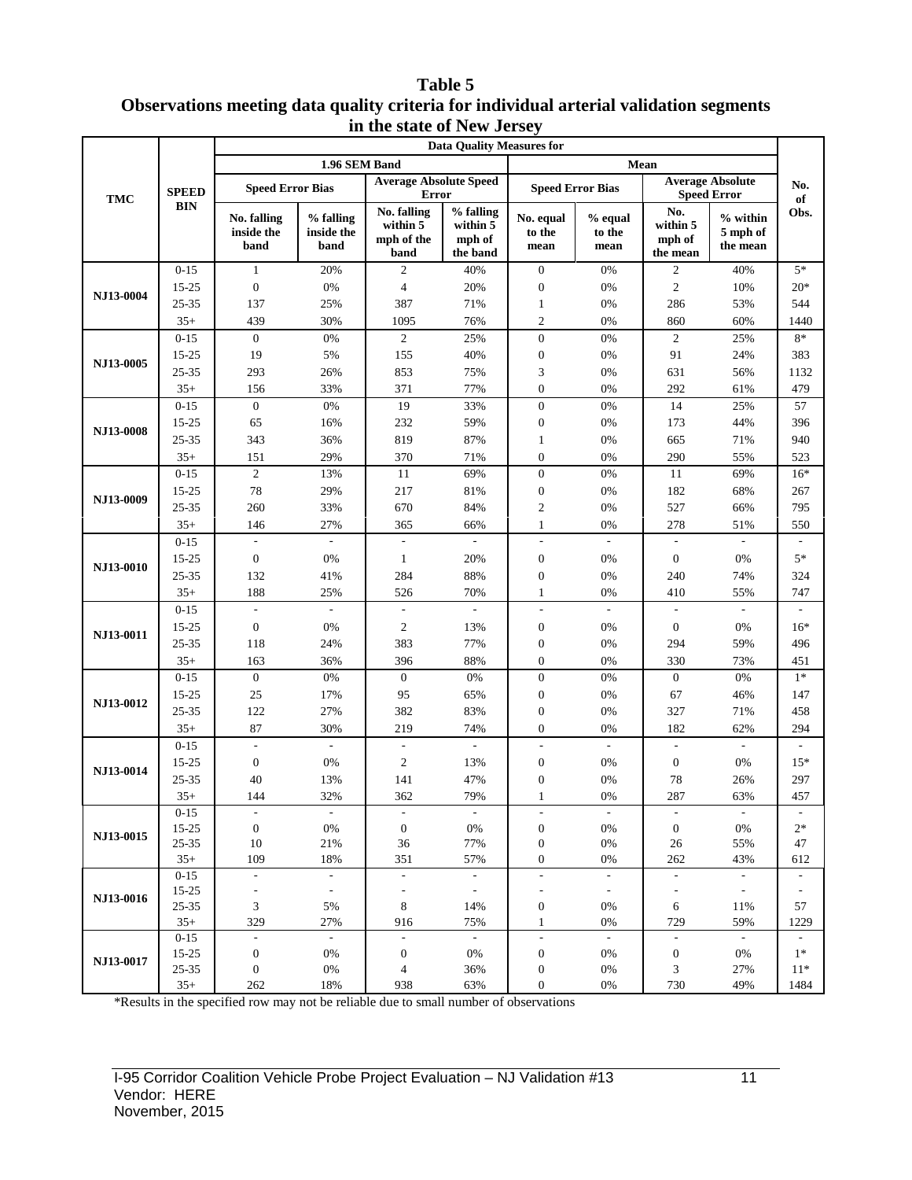**Table 5**
**Observations meeting data quality criteria for individual arterial validation segments in the state of New Jersey**

| TMC | SPEED BIN | Data Quality Measures for | | | | | | | | No. of Obs. |
|---|---|---|---|---|---|---|---|---|---|---|
| | | 1.96 SEM Band | | | | Mean | | | | |
| | | Speed Error Bias | | Average Absolute Speed Error | | Speed Error Bias | | Average Absolute Speed Error | | |
| | | No. falling inside the band | % falling inside the band | No. falling within 5 mph of the band | % falling within 5 mph of the band | No. equal to the mean | % equal to the mean | No. within 5 mph of the mean | % within 5 mph of the mean | |
| NJ13-0004 | 0-15 | 1 | 20% | 2 | 40% | 0 | 0% | 2 | 40% | 5* |
| | 15-25 | 0 | 0% | 4 | 20% | 0 | 0% | 2 | 10% | 20* |
| | 25-35 | 137 | 25% | 387 | 71% | 1 | 0% | 286 | 53% | 544 |
| | 35+ | 439 | 30% | 1095 | 76% | 2 | 0% | 860 | 60% | 1440 |
| NJ13-0005 | 0-15 | 0 | 0% | 2 | 25% | 0 | 0% | 2 | 25% | 8* |
| | 15-25 | 19 | 5% | 155 | 40% | 0 | 0% | 91 | 24% | 383 |
| | 25-35 | 293 | 26% | 853 | 75% | 3 | 0% | 631 | 56% | 1132 |
| | 35+ | 156 | 33% | 371 | 77% | 0 | 0% | 292 | 61% | 479 |
| NJ13-0008 | 0-15 | 0 | 0% | 19 | 33% | 0 | 0% | 14 | 25% | 57 |
| | 15-25 | 65 | 16% | 232 | 59% | 0 | 0% | 173 | 44% | 396 |
| | 25-35 | 343 | 36% | 819 | 87% | 1 | 0% | 665 | 71% | 940 |
| | 35+ | 151 | 29% | 370 | 71% | 0 | 0% | 290 | 55% | 523 |
| NJ13-0009 | 0-15 | 2 | 13% | 11 | 69% | 0 | 0% | 11 | 69% | 16* |
| | 15-25 | 78 | 29% | 217 | 81% | 0 | 0% | 182 | 68% | 267 |
| | 25-35 | 260 | 33% | 670 | 84% | 2 | 0% | 527 | 66% | 795 |
| | 35+ | 146 | 27% | 365 | 66% | 1 | 0% | 278 | 51% | 550 |
| NJ13-0010 | 0-15 | - | - | - | - | - | - | - | - | - |
| | 15-25 | 0 | 0% | 1 | 20% | 0 | 0% | 0 | 0% | 5* |
| | 25-35 | 132 | 41% | 284 | 88% | 0 | 0% | 240 | 74% | 324 |
| | 35+ | 188 | 25% | 526 | 70% | 1 | 0% | 410 | 55% | 747 |
| NJ13-0011 | 0-15 | - | - | - | - | - | - | - | - | - |
| | 15-25 | 0 | 0% | 2 | 13% | 0 | 0% | 0 | 0% | 16* |
| | 25-35 | 118 | 24% | 383 | 77% | 0 | 0% | 294 | 59% | 496 |
| | 35+ | 163 | 36% | 396 | 88% | 0 | 0% | 330 | 73% | 451 |
| NJ13-0012 | 0-15 | 0 | 0% | 0 | 0% | 0 | 0% | 0 | 0% | 1* |
| | 15-25 | 25 | 17% | 95 | 65% | 0 | 0% | 67 | 46% | 147 |
| | 25-35 | 122 | 27% | 382 | 83% | 0 | 0% | 327 | 71% | 458 |
| | 35+ | 87 | 30% | 219 | 74% | 0 | 0% | 182 | 62% | 294 |
| NJ13-0014 | 0-15 | - | - | - | - | - | - | - | - | - |
| | 15-25 | 0 | 0% | 2 | 13% | 0 | 0% | 0 | 0% | 15* |
| | 25-35 | 40 | 13% | 141 | 47% | 0 | 0% | 78 | 26% | 297 |
| | 35+ | 144 | 32% | 362 | 79% | 1 | 0% | 287 | 63% | 457 |
| NJ13-0015 | 0-15 | - | - | - | - | - | - | - | - | - |
| | 15-25 | 0 | 0% | 0 | 0% | 0 | 0% | 0 | 0% | 2* |
| | 25-35 | 10 | 21% | 36 | 77% | 0 | 0% | 26 | 55% | 47 |
| | 35+ | 109 | 18% | 351 | 57% | 0 | 0% | 262 | 43% | 612 |
| NJ13-0016 | 0-15 | - | - | - | - | - | - | - | - | - |
| | 15-25 | - | - | - | - | - | - | - | - | - |
| | 25-35 | 3 | 5% | 8 | 14% | 0 | 0% | 6 | 11% | 57 |
| | 35+ | 329 | 27% | 916 | 75% | 1 | 0% | 729 | 59% | 1229 |
| NJ13-0017 | 0-15 | - | - | - | - | - | - | - | - | - |
| | 15-25 | 0 | 0% | 0 | 0% | 0 | 0% | 0 | 0% | 1* |
| | 25-35 | 0 | 0% | 4 | 36% | 0 | 0% | 3 | 27% | 11* |
| | 35+ | 262 | 18% | 938 | 63% | 0 | 0% | 730 | 49% | 1484 |

*Results in the specified row may not be reliable due to small number of observations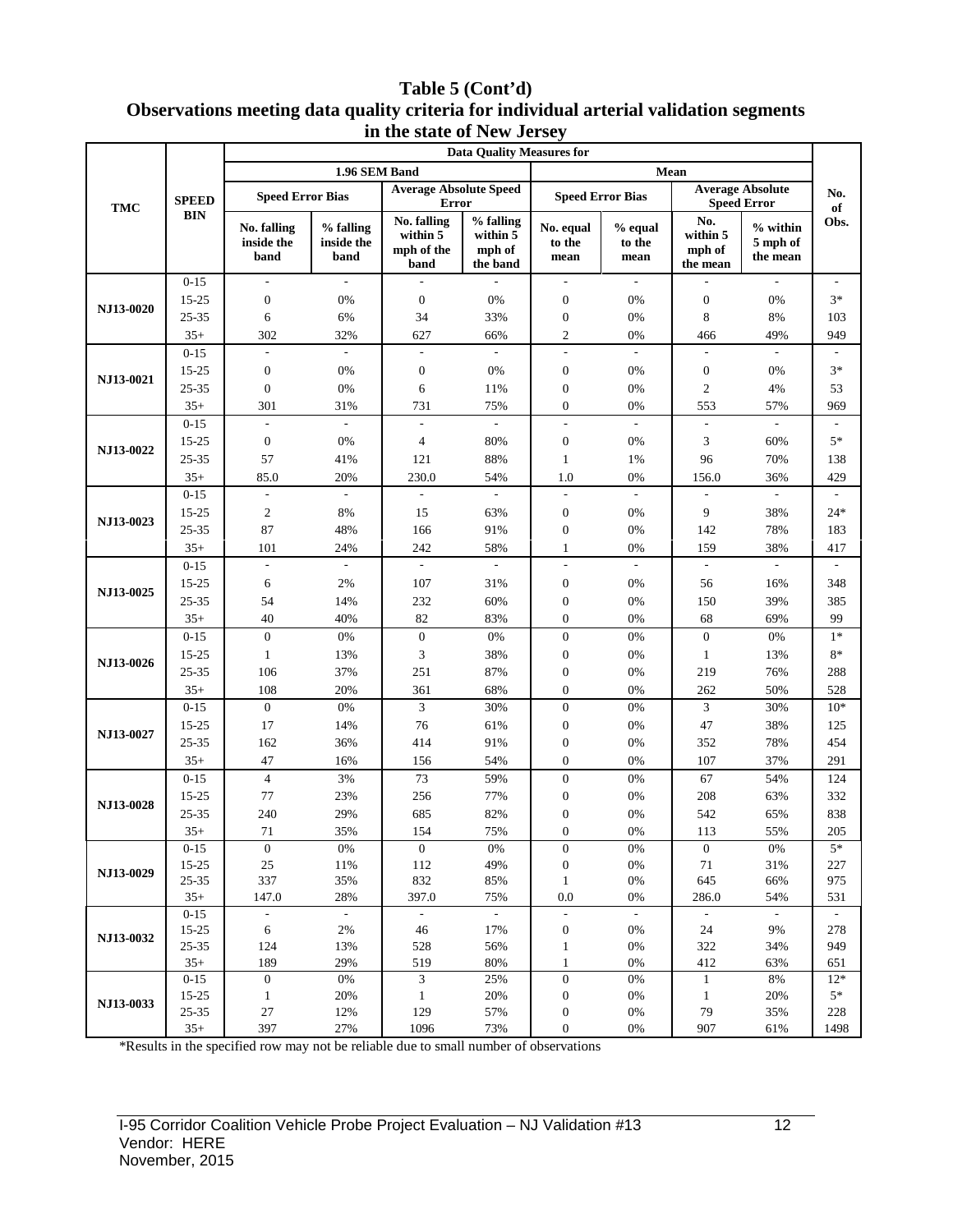# Table 5 (Cont'd)

## Observations meeting data quality criteria for individual arterial validation segments in the state of New Jersey

| TMC | SPEED BIN | Data Quality Measures for | | | | | | | | No. of Obs. |
|---|---|---|---|---|---|---|---|---|---|---|
| | | 1.96 SEM Band | | | | Mean | | | | |
| | | Speed Error Bias | | Average Absolute Speed Error | | Speed Error Bias | | Average Absolute Speed Error | | |
| | | No. falling inside the band | % falling inside the band | No. falling within 5 mph of the band | % falling within 5 mph of the band | No. equal to the mean | % equal to the mean | No. within 5 mph of the mean | % within 5 mph of the mean | |
| NJ13-0020 | 0-15 | - | - | - | - | - | - | - | - | - |
| | 15-25 | 0 | 0% | 0 | 0% | 0 | 0% | 0 | 0% | 3* |
| | 25-35 | 6 | 6% | 34 | 33% | 0 | 0% | 8 | 8% | 103 |
| | 35+ | 302 | 32% | 627 | 66% | 2 | 0% | 466 | 49% | 949 |
| NJ13-0021 | 0-15 | - | - | - | - | - | - | - | - | - |
| | 15-25 | 0 | 0% | 0 | 0% | 0 | 0% | 0 | 0% | 3* |
| | 25-35 | 0 | 0% | 6 | 11% | 0 | 0% | 2 | 4% | 53 |
| | 35+ | 301 | 31% | 731 | 75% | 0 | 0% | 553 | 57% | 969 |
| NJ13-0022 | 0-15 | - | - | - | - | - | - | - | - | - |
| | 15-25 | 0 | 0% | 4 | 80% | 0 | 0% | 3 | 60% | 5* |
| | 25-35 | 57 | 41% | 121 | 88% | 1 | 1% | 96 | 70% | 138 |
| | 35+ | 85.0 | 20% | 230.0 | 54% | 1.0 | 0% | 156.0 | 36% | 429 |
| NJ13-0023 | 0-15 | - | - | - | - | - | - | - | - | - |
| | 15-25 | 2 | 8% | 15 | 63% | 0 | 0% | 9 | 38% | 24* |
| | 25-35 | 87 | 48% | 166 | 91% | 0 | 0% | 142 | 78% | 183 |
| | 35+ | 101 | 24% | 242 | 58% | 1 | 0% | 159 | 38% | 417 |
| NJ13-0025 | 0-15 | - | - | - | - | - | - | - | - | - |
| | 15-25 | 6 | 2% | 107 | 31% | 0 | 0% | 56 | 16% | 348 |
| | 25-35 | 54 | 14% | 232 | 60% | 0 | 0% | 150 | 39% | 385 |
| | 35+ | 40 | 40% | 82 | 83% | 0 | 0% | 68 | 69% | 99 |
| NJ13-0026 | 0-15 | 0 | 0% | 0 | 0% | 0 | 0% | 0 | 0% | 1* |
| | 15-25 | 1 | 13% | 3 | 38% | 0 | 0% | 1 | 13% | 8* |
| | 25-35 | 106 | 37% | 251 | 87% | 0 | 0% | 219 | 76% | 288 |
| | 35+ | 108 | 20% | 361 | 68% | 0 | 0% | 262 | 50% | 528 |
| NJ13-0027 | 0-15 | 0 | 0% | 3 | 30% | 0 | 0% | 3 | 30% | 10* |
| | 15-25 | 17 | 14% | 76 | 61% | 0 | 0% | 47 | 38% | 125 |
| | 25-35 | 162 | 36% | 414 | 91% | 0 | 0% | 352 | 78% | 454 |
| | 35+ | 47 | 16% | 156 | 54% | 0 | 0% | 107 | 37% | 291 |
| NJ13-0028 | 0-15 | 4 | 3% | 73 | 59% | 0 | 0% | 67 | 54% | 124 |
| | 15-25 | 77 | 23% | 256 | 77% | 0 | 0% | 208 | 63% | 332 |
| | 25-35 | 240 | 29% | 685 | 82% | 0 | 0% | 542 | 65% | 838 |
| | 35+ | 71 | 35% | 154 | 75% | 0 | 0% | 113 | 55% | 205 |
| NJ13-0029 | 0-15 | 0 | 0% | 0 | 0% | 0 | 0% | 0 | 0% | 5* |
| | 15-25 | 25 | 11% | 112 | 49% | 0 | 0% | 71 | 31% | 227 |
| | 25-35 | 337 | 35% | 832 | 85% | 1 | 0% | 645 | 66% | 975 |
| | 35+ | 147.0 | 28% | 397.0 | 75% | 0.0 | 0% | 286.0 | 54% | 531 |
| NJ13-0032 | 0-15 | - | - | - | - | - | - | - | - | - |
| | 15-25 | 6 | 2% | 46 | 17% | 0 | 0% | 24 | 9% | 278 |
| | 25-35 | 124 | 13% | 528 | 56% | 1 | 0% | 322 | 34% | 949 |
| | 35+ | 189 | 29% | 519 | 80% | 1 | 0% | 412 | 63% | 651 |
| NJ13-0033 | 0-15 | 0 | 0% | 3 | 25% | 0 | 0% | 1 | 8% | 12* |
| | 15-25 | 1 | 20% | 1 | 20% | 0 | 0% | 1 | 20% | 5* |
| | 25-35 | 27 | 12% | 129 | 57% | 0 | 0% | 79 | 35% | 228 |
| | 35+ | 397 | 27% | 1096 | 73% | 0 | 0% | 907 | 61% | 1498 |

*Results in the specified row may not be reliable due to small number of observations